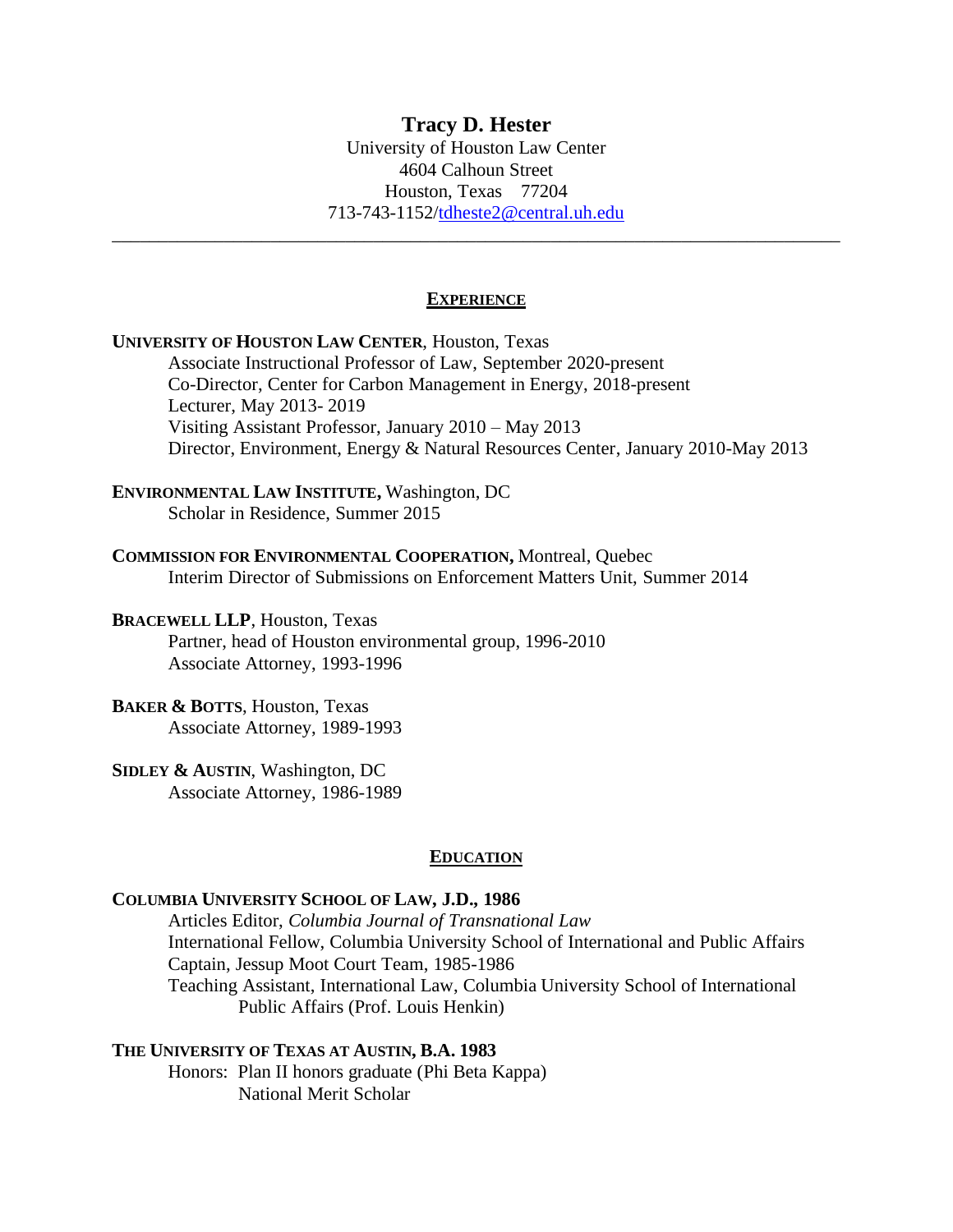# Tracy D. Hester

University of Houston Law Center
4604 Calhoun Street
Houston, Texas 77204
713-743-1152/tdheste2@central.uh.edu

---

## EXPERIENCE

**UNIVERSITY OF HOUSTON LAW CENTER**, Houston, Texas
- Associate Instructional Professor of Law, September 2020-present
- Co-Director, Center for Carbon Management in Energy, 2018-present
- Lecturer, May 2013- 2019
- Visiting Assistant Professor, January 2010 – May 2013
- Director, Environment, Energy & Natural Resources Center, January 2010-May 2013

**ENVIRONMENTAL LAW INSTITUTE,** Washington, DC
- Scholar in Residence, Summer 2015

**COMMISSION FOR ENVIRONMENTAL COOPERATION,** Montreal, Quebec
- Interim Director of Submissions on Enforcement Matters Unit, Summer 2014

**BRACEWELL LLP**, Houston, Texas
- Partner, head of Houston environmental group, 1996-2010
- Associate Attorney, 1993-1996

**BAKER & BOTTS**, Houston, Texas
- Associate Attorney, 1989-1993

**SIDLEY & AUSTIN**, Washington, DC
- Associate Attorney, 1986-1989

## EDUCATION

**COLUMBIA UNIVERSITY SCHOOL OF LAW, J.D., 1986**
- Articles Editor, *Columbia Journal of Transnational Law*
- International Fellow, Columbia University School of International and Public Affairs
- Captain, Jessup Moot Court Team, 1985-1986
- Teaching Assistant, International Law, Columbia University School of International Public Affairs (Prof. Louis Henkin)

**THE UNIVERSITY OF TEXAS AT AUSTIN, B.A. 1983**
- Honors: Plan II honors graduate (Phi Beta Kappa)
  - National Merit Scholar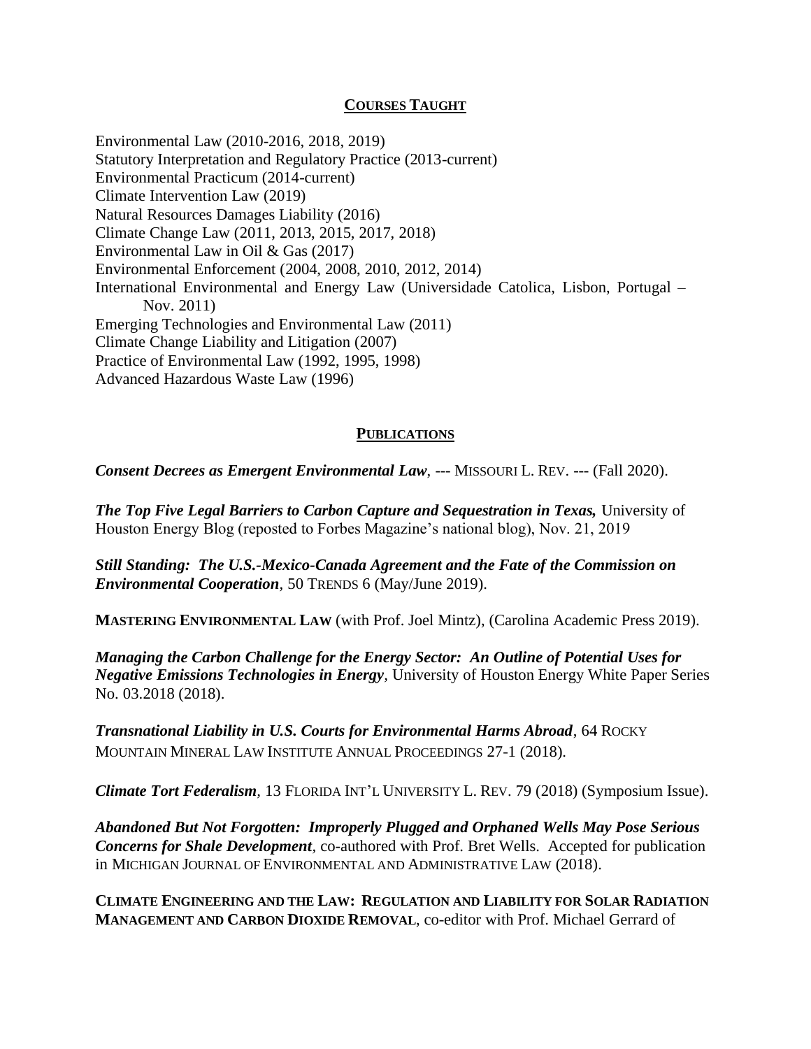## COURSES TAUGHT

Environmental Law (2010-2016, 2018, 2019)
Statutory Interpretation and Regulatory Practice (2013-current)
Environmental Practicum (2014-current)
Climate Intervention Law (2019)
Natural Resources Damages Liability (2016)
Climate Change Law (2011, 2013, 2015, 2017, 2018)
Environmental Law in Oil & Gas (2017)
Environmental Enforcement (2004, 2008, 2010, 2012, 2014)
International Environmental and Energy Law (Universidade Catolica, Lisbon, Portugal – Nov. 2011)
Emerging Technologies and Environmental Law (2011)
Climate Change Liability and Litigation (2007)
Practice of Environmental Law (1992, 1995, 1998)
Advanced Hazardous Waste Law (1996)

## PUBLICATIONS

***Consent Decrees as Emergent Environmental Law***, --- MISSOURI L. REV. --- (Fall 2020).

***The Top Five Legal Barriers to Carbon Capture and Sequestration in Texas,*** University of Houston Energy Blog (reposted to Forbes Magazine's national blog), Nov. 21, 2019

***Still Standing: The U.S.-Mexico-Canada Agreement and the Fate of the Commission on Environmental Cooperation***, 50 TRENDS 6 (May/June 2019).

**MASTERING ENVIRONMENTAL LAW** (with Prof. Joel Mintz), (Carolina Academic Press 2019).

***Managing the Carbon Challenge for the Energy Sector: An Outline of Potential Uses for Negative Emissions Technologies in Energy***, University of Houston Energy White Paper Series No. 03.2018 (2018).

***Transnational Liability in U.S. Courts for Environmental Harms Abroad***, 64 ROCKY MOUNTAIN MINERAL LAW INSTITUTE ANNUAL PROCEEDINGS 27-1 (2018).

***Climate Tort Federalism***, 13 FLORIDA INT'L UNIVERSITY L. REV. 79 (2018) (Symposium Issue).

***Abandoned But Not Forgotten: Improperly Plugged and Orphaned Wells May Pose Serious Concerns for Shale Development***, co-authored with Prof. Bret Wells. Accepted for publication in MICHIGAN JOURNAL OF ENVIRONMENTAL AND ADMINISTRATIVE LAW (2018).

**CLIMATE ENGINEERING AND THE LAW: REGULATION AND LIABILITY FOR SOLAR RADIATION MANAGEMENT AND CARBON DIOXIDE REMOVAL**, co-editor with Prof. Michael Gerrard of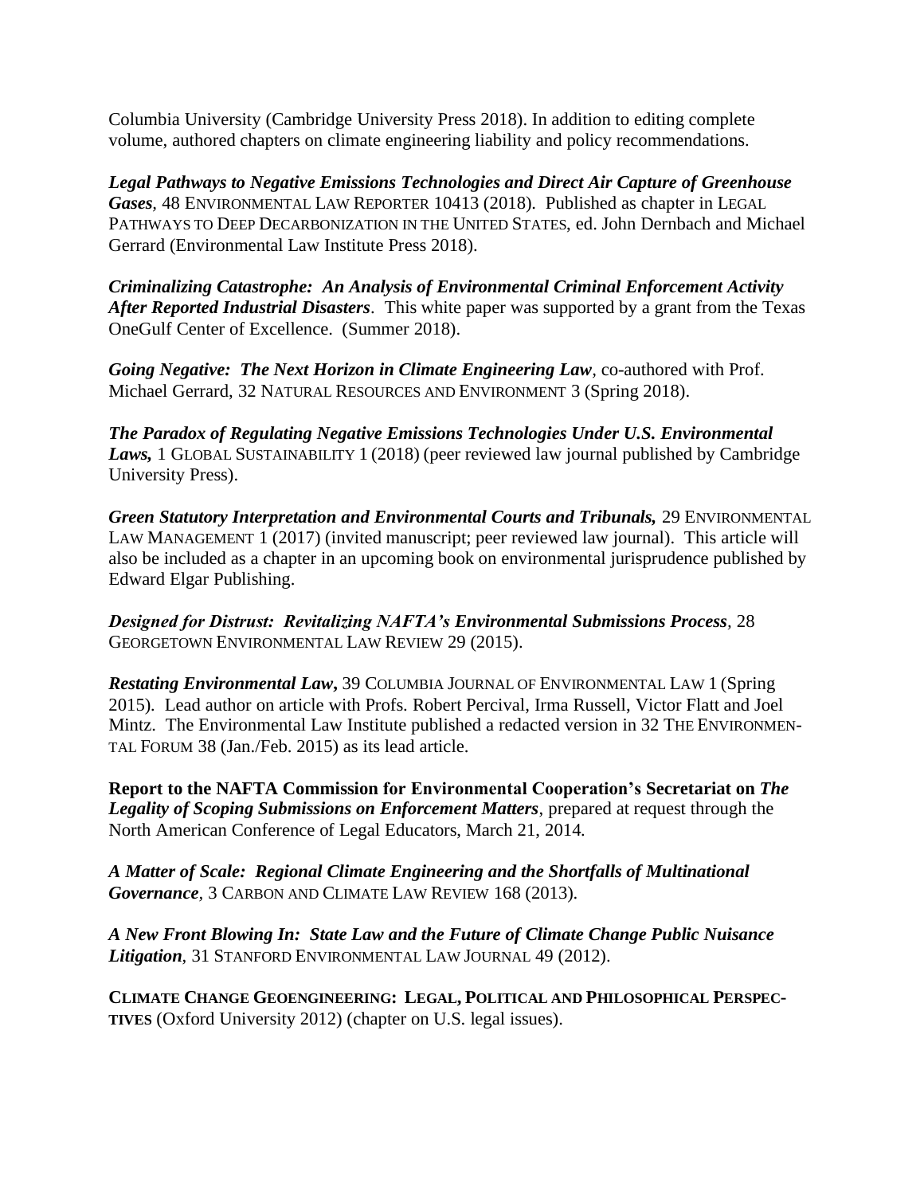Columbia University (Cambridge University Press 2018). In addition to editing complete volume, authored chapters on climate engineering liability and policy recommendations.

***Legal Pathways to Negative Emissions Technologies and Direct Air Capture of Greenhouse Gases***, 48 ENVIRONMENTAL LAW REPORTER 10413 (2018). Published as chapter in LEGAL PATHWAYS TO DEEP DECARBONIZATION IN THE UNITED STATES, ed. John Dernbach and Michael Gerrard (Environmental Law Institute Press 2018).

***Criminalizing Catastrophe: An Analysis of Environmental Criminal Enforcement Activity After Reported Industrial Disasters***. This white paper was supported by a grant from the Texas OneGulf Center of Excellence. (Summer 2018).

***Going Negative: The Next Horizon in Climate Engineering Law***, co-authored with Prof. Michael Gerrard, 32 NATURAL RESOURCES AND ENVIRONMENT 3 (Spring 2018).

***The Paradox of Regulating Negative Emissions Technologies Under U.S. Environmental Laws,*** 1 GLOBAL SUSTAINABILITY 1 (2018) (peer reviewed law journal published by Cambridge University Press).

***Green Statutory Interpretation and Environmental Courts and Tribunals,*** 29 ENVIRONMENTAL LAW MANAGEMENT 1 (2017) (invited manuscript; peer reviewed law journal). This article will also be included as a chapter in an upcoming book on environmental jurisprudence published by Edward Elgar Publishing.

***Designed for Distrust: Revitalizing NAFTA's Environmental Submissions Process***, 28 GEORGETOWN ENVIRONMENTAL LAW REVIEW 29 (2015).

***Restating Environmental Law***, 39 COLUMBIA JOURNAL OF ENVIRONMENTAL LAW 1 (Spring 2015). Lead author on article with Profs. Robert Percival, Irma Russell, Victor Flatt and Joel Mintz. The Environmental Law Institute published a redacted version in 32 THE ENVIRONMENTAL FORUM 38 (Jan./Feb. 2015) as its lead article.

**Report to the NAFTA Commission for Environmental Cooperation's Secretariat on *The Legality of Scoping Submissions on Enforcement Matters***, prepared at request through the North American Conference of Legal Educators, March 21, 2014.

***A Matter of Scale: Regional Climate Engineering and the Shortfalls of Multinational Governance***, 3 CARBON AND CLIMATE LAW REVIEW 168 (2013).

***A New Front Blowing In: State Law and the Future of Climate Change Public Nuisance Litigation***, 31 STANFORD ENVIRONMENTAL LAW JOURNAL 49 (2012).

**CLIMATE CHANGE GEOENGINEERING: LEGAL, POLITICAL AND PHILOSOPHICAL PERSPECTIVES** (Oxford University 2012) (chapter on U.S. legal issues).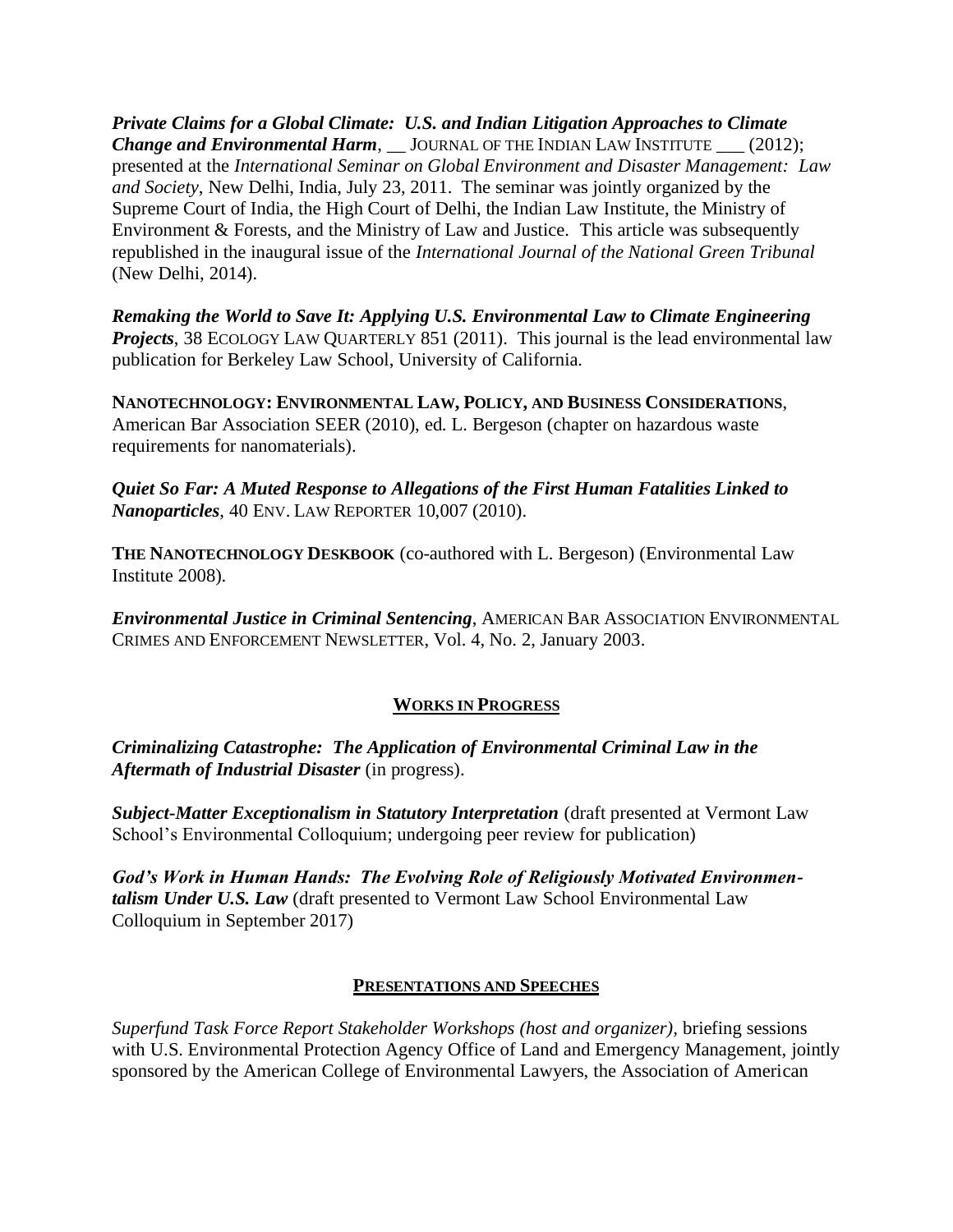***Private Claims for a Global Climate: U.S. and Indian Litigation Approaches to Climate Change and Environmental Harm***, __ JOURNAL OF THE INDIAN LAW INSTITUTE ___ (2012); presented at the *International Seminar on Global Environment and Disaster Management: Law and Society*, New Delhi, India, July 23, 2011. The seminar was jointly organized by the Supreme Court of India, the High Court of Delhi, the Indian Law Institute, the Ministry of Environment & Forests, and the Ministry of Law and Justice. This article was subsequently republished in the inaugural issue of the *International Journal of the National Green Tribunal* (New Delhi, 2014).

***Remaking the World to Save It: Applying U.S. Environmental Law to Climate Engineering Projects***, 38 ECOLOGY LAW QUARTERLY 851 (2011). This journal is the lead environmental law publication for Berkeley Law School, University of California.

**NANOTECHNOLOGY: ENVIRONMENTAL LAW, POLICY, AND BUSINESS CONSIDERATIONS**, American Bar Association SEER (2010), ed. L. Bergeson (chapter on hazardous waste requirements for nanomaterials).

***Quiet So Far: A Muted Response to Allegations of the First Human Fatalities Linked to Nanoparticles***, 40 ENV. LAW REPORTER 10,007 (2010).

**THE NANOTECHNOLOGY DESKBOOK** (co-authored with L. Bergeson) (Environmental Law Institute 2008).

***Environmental Justice in Criminal Sentencing***, AMERICAN BAR ASSOCIATION ENVIRONMENTAL CRIMES AND ENFORCEMENT NEWSLETTER, Vol. 4, No. 2, January 2003.

## WORKS IN PROGRESS

***Criminalizing Catastrophe: The Application of Environmental Criminal Law in the Aftermath of Industrial Disaster*** (in progress).

***Subject-Matter Exceptionalism in Statutory Interpretation*** (draft presented at Vermont Law School's Environmental Colloquium; undergoing peer review for publication)

***God's Work in Human Hands: The Evolving Role of Religiously Motivated Environmentalism Under U.S. Law*** (draft presented to Vermont Law School Environmental Law Colloquium in September 2017)

## PRESENTATIONS AND SPEECHES

*Superfund Task Force Report Stakeholder Workshops (host and organizer)*, briefing sessions with U.S. Environmental Protection Agency Office of Land and Emergency Management, jointly sponsored by the American College of Environmental Lawyers, the Association of American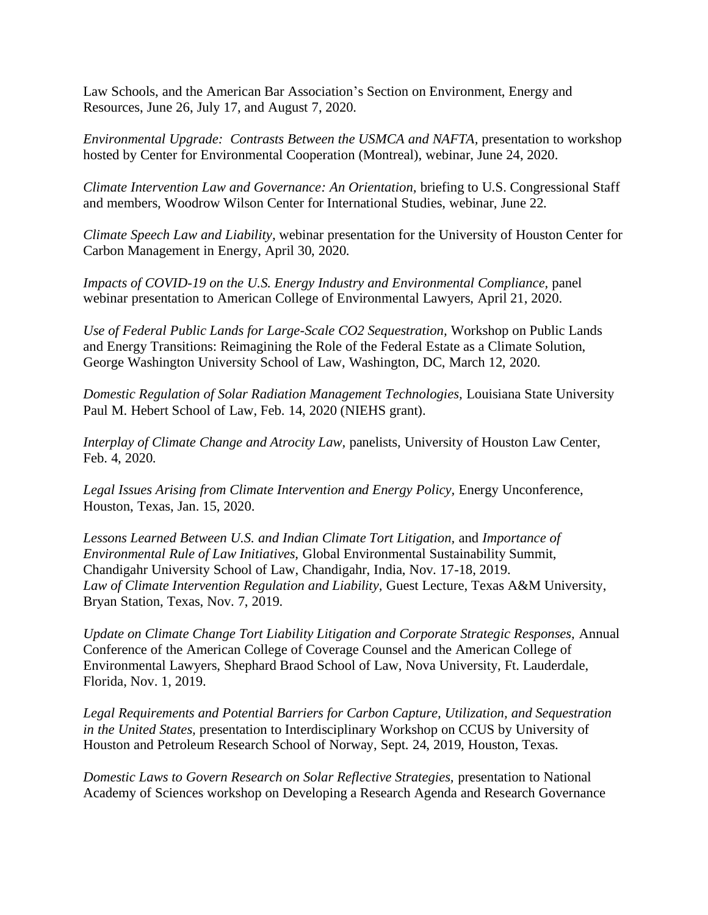Law Schools, and the American Bar Association's Section on Environment, Energy and Resources, June 26, July 17, and August 7, 2020.

*Environmental Upgrade: Contrasts Between the USMCA and NAFTA,* presentation to workshop hosted by Center for Environmental Cooperation (Montreal), webinar, June 24, 2020.

*Climate Intervention Law and Governance: An Orientation,* briefing to U.S. Congressional Staff and members, Woodrow Wilson Center for International Studies, webinar, June 22.

*Climate Speech Law and Liability,* webinar presentation for the University of Houston Center for Carbon Management in Energy, April 30, 2020.

*Impacts of COVID-19 on the U.S. Energy Industry and Environmental Compliance,* panel webinar presentation to American College of Environmental Lawyers, April 21, 2020.

*Use of Federal Public Lands for Large-Scale CO2 Sequestration,* Workshop on Public Lands and Energy Transitions: Reimagining the Role of the Federal Estate as a Climate Solution, George Washington University School of Law, Washington, DC, March 12, 2020.

*Domestic Regulation of Solar Radiation Management Technologies,* Louisiana State University Paul M. Hebert School of Law, Feb. 14, 2020 (NIEHS grant).

*Interplay of Climate Change and Atrocity Law,* panelists, University of Houston Law Center, Feb. 4, 2020.

*Legal Issues Arising from Climate Intervention and Energy Policy,* Energy Unconference, Houston, Texas, Jan. 15, 2020.

*Lessons Learned Between U.S. and Indian Climate Tort Litigation,* and *Importance of Environmental Rule of Law Initiatives,* Global Environmental Sustainability Summit, Chandigahr University School of Law, Chandigahr, India, Nov. 17-18, 2019.
*Law of Climate Intervention Regulation and Liability,* Guest Lecture, Texas A&M University, Bryan Station, Texas, Nov. 7, 2019.

*Update on Climate Change Tort Liability Litigation and Corporate Strategic Responses,* Annual Conference of the American College of Coverage Counsel and the American College of Environmental Lawyers, Shephard Braod School of Law, Nova University, Ft. Lauderdale, Florida, Nov. 1, 2019.

*Legal Requirements and Potential Barriers for Carbon Capture, Utilization, and Sequestration in the United States,* presentation to Interdisciplinary Workshop on CCUS by University of Houston and Petroleum Research School of Norway, Sept. 24, 2019, Houston, Texas.

*Domestic Laws to Govern Research on Solar Reflective Strategies,* presentation to National Academy of Sciences workshop on Developing a Research Agenda and Research Governance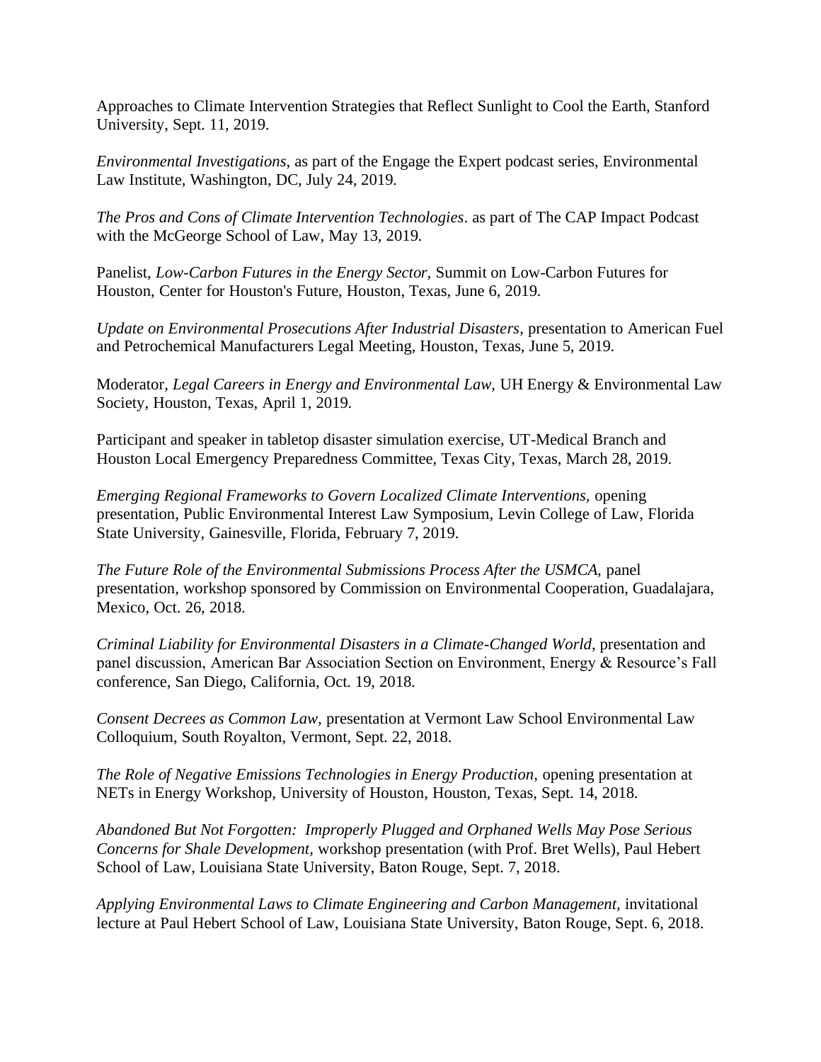Approaches to Climate Intervention Strategies that Reflect Sunlight to Cool the Earth, Stanford University, Sept. 11, 2019.

*Environmental Investigations*, as part of the Engage the Expert podcast series, Environmental Law Institute, Washington, DC, July 24, 2019.

*The Pros and Cons of Climate Intervention Technologies*. as part of The CAP Impact Podcast with the McGeorge School of Law, May 13, 2019.

Panelist, *Low-Carbon Futures in the Energy Sector*, Summit on Low-Carbon Futures for Houston, Center for Houston's Future, Houston, Texas, June 6, 2019.

*Update on Environmental Prosecutions After Industrial Disasters*, presentation to American Fuel and Petrochemical Manufacturers Legal Meeting, Houston, Texas, June 5, 2019.

Moderator, *Legal Careers in Energy and Environmental Law,* UH Energy & Environmental Law Society, Houston, Texas, April 1, 2019.

Participant and speaker in tabletop disaster simulation exercise, UT-Medical Branch and Houston Local Emergency Preparedness Committee, Texas City, Texas, March 28, 2019.

*Emerging Regional Frameworks to Govern Localized Climate Interventions,* opening presentation, Public Environmental Interest Law Symposium, Levin College of Law, Florida State University, Gainesville, Florida, February 7, 2019.

*The Future Role of the Environmental Submissions Process After the USMCA,* panel presentation, workshop sponsored by Commission on Environmental Cooperation, Guadalajara, Mexico, Oct. 26, 2018.

*Criminal Liability for Environmental Disasters in a Climate-Changed World*, presentation and panel discussion, American Bar Association Section on Environment, Energy & Resource's Fall conference, San Diego, California, Oct. 19, 2018.

*Consent Decrees as Common Law*, presentation at Vermont Law School Environmental Law Colloquium, South Royalton, Vermont, Sept. 22, 2018.

*The Role of Negative Emissions Technologies in Energy Production,* opening presentation at NETs in Energy Workshop, University of Houston, Houston, Texas, Sept. 14, 2018.

*Abandoned But Not Forgotten: Improperly Plugged and Orphaned Wells May Pose Serious Concerns for Shale Development*, workshop presentation (with Prof. Bret Wells), Paul Hebert School of Law, Louisiana State University, Baton Rouge, Sept. 7, 2018.

*Applying Environmental Laws to Climate Engineering and Carbon Management,* invitational lecture at Paul Hebert School of Law, Louisiana State University, Baton Rouge, Sept. 6, 2018.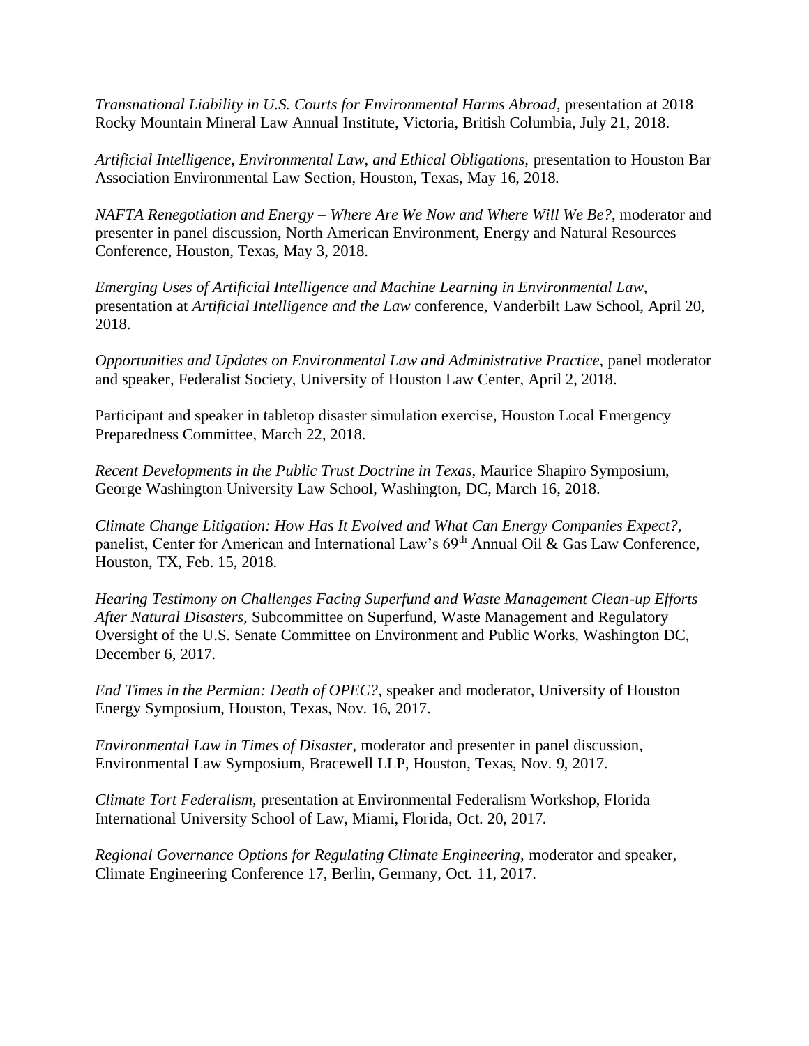*Transnational Liability in U.S. Courts for Environmental Harms Abroad*, presentation at 2018 Rocky Mountain Mineral Law Annual Institute, Victoria, British Columbia, July 21, 2018.

*Artificial Intelligence, Environmental Law, and Ethical Obligations,* presentation to Houston Bar Association Environmental Law Section, Houston, Texas, May 16, 2018.

*NAFTA Renegotiation and Energy – Where Are We Now and Where Will We Be?*, moderator and presenter in panel discussion, North American Environment, Energy and Natural Resources Conference, Houston, Texas, May 3, 2018.

*Emerging Uses of Artificial Intelligence and Machine Learning in Environmental Law*, presentation at *Artificial Intelligence and the Law* conference, Vanderbilt Law School, April 20, 2018.

*Opportunities and Updates on Environmental Law and Administrative Practice,* panel moderator and speaker, Federalist Society, University of Houston Law Center, April 2, 2018.

Participant and speaker in tabletop disaster simulation exercise, Houston Local Emergency Preparedness Committee, March 22, 2018.

*Recent Developments in the Public Trust Doctrine in Texas*, Maurice Shapiro Symposium, George Washington University Law School, Washington, DC, March 16, 2018.

*Climate Change Litigation: How Has It Evolved and What Can Energy Companies Expect?*, panelist, Center for American and International Law's 69th Annual Oil & Gas Law Conference, Houston, TX, Feb. 15, 2018.

*Hearing Testimony on Challenges Facing Superfund and Waste Management Clean-up Efforts After Natural Disasters,* Subcommittee on Superfund, Waste Management and Regulatory Oversight of the U.S. Senate Committee on Environment and Public Works, Washington DC, December 6, 2017.

*End Times in the Permian: Death of OPEC?*, speaker and moderator, University of Houston Energy Symposium, Houston, Texas, Nov. 16, 2017.

*Environmental Law in Times of Disaster,* moderator and presenter in panel discussion, Environmental Law Symposium, Bracewell LLP, Houston, Texas, Nov. 9, 2017.

*Climate Tort Federalism,* presentation at Environmental Federalism Workshop, Florida International University School of Law, Miami, Florida, Oct. 20, 2017.

*Regional Governance Options for Regulating Climate Engineering,* moderator and speaker, Climate Engineering Conference 17, Berlin, Germany, Oct. 11, 2017.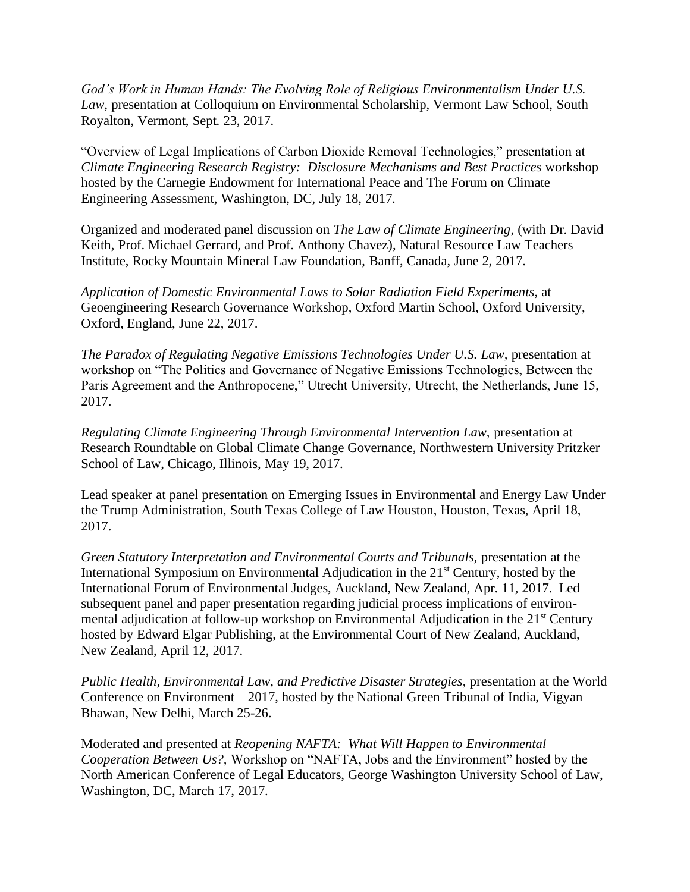*God's Work in Human Hands: The Evolving Role of Religious Environmentalism Under U.S. Law*, presentation at Colloquium on Environmental Scholarship, Vermont Law School, South Royalton, Vermont, Sept. 23, 2017.

"Overview of Legal Implications of Carbon Dioxide Removal Technologies," presentation at *Climate Engineering Research Registry: Disclosure Mechanisms and Best Practices* workshop hosted by the Carnegie Endowment for International Peace and The Forum on Climate Engineering Assessment, Washington, DC, July 18, 2017.

Organized and moderated panel discussion on *The Law of Climate Engineering*, (with Dr. David Keith, Prof. Michael Gerrard, and Prof. Anthony Chavez), Natural Resource Law Teachers Institute, Rocky Mountain Mineral Law Foundation, Banff, Canada, June 2, 2017.

*Application of Domestic Environmental Laws to Solar Radiation Field Experiments*, at Geoengineering Research Governance Workshop, Oxford Martin School, Oxford University, Oxford, England, June 22, 2017.

*The Paradox of Regulating Negative Emissions Technologies Under U.S. Law*, presentation at workshop on "The Politics and Governance of Negative Emissions Technologies, Between the Paris Agreement and the Anthropocene," Utrecht University, Utrecht, the Netherlands, June 15, 2017.

*Regulating Climate Engineering Through Environmental Intervention Law*, presentation at Research Roundtable on Global Climate Change Governance, Northwestern University Pritzker School of Law, Chicago, Illinois, May 19, 2017.

Lead speaker at panel presentation on Emerging Issues in Environmental and Energy Law Under the Trump Administration, South Texas College of Law Houston, Houston, Texas, April 18, 2017.

*Green Statutory Interpretation and Environmental Courts and Tribunals*, presentation at the International Symposium on Environmental Adjudication in the 21st Century, hosted by the International Forum of Environmental Judges, Auckland, New Zealand, Apr. 11, 2017. Led subsequent panel and paper presentation regarding judicial process implications of environmental adjudication at follow-up workshop on Environmental Adjudication in the 21st Century hosted by Edward Elgar Publishing, at the Environmental Court of New Zealand, Auckland, New Zealand, April 12, 2017.

*Public Health, Environmental Law, and Predictive Disaster Strategies*, presentation at the World Conference on Environment – 2017, hosted by the National Green Tribunal of India, Vigyan Bhawan, New Delhi, March 25-26.

Moderated and presented at *Reopening NAFTA: What Will Happen to Environmental Cooperation Between Us?*, Workshop on "NAFTA, Jobs and the Environment" hosted by the North American Conference of Legal Educators, George Washington University School of Law, Washington, DC, March 17, 2017.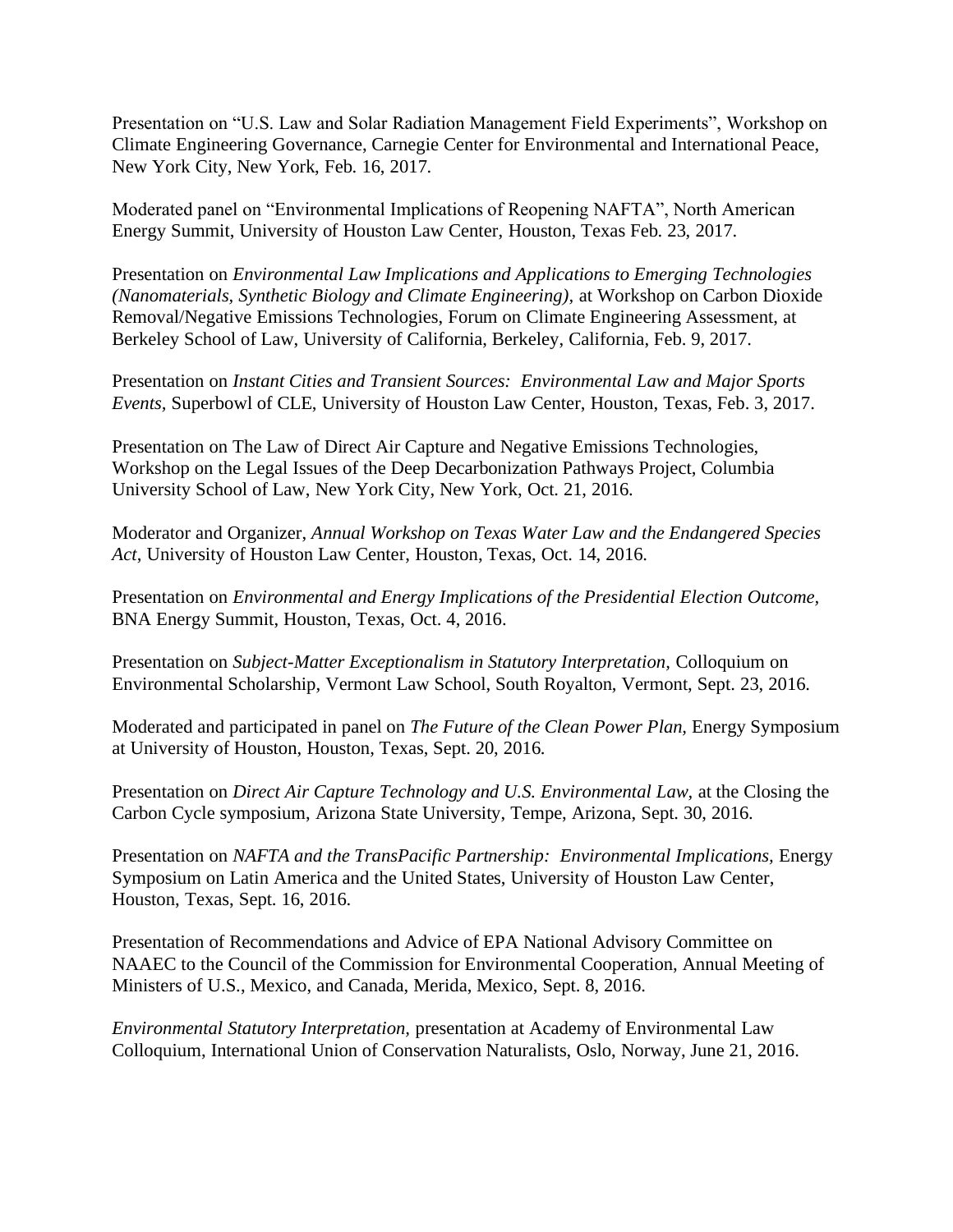Presentation on “U.S. Law and Solar Radiation Management Field Experiments”, Workshop on Climate Engineering Governance, Carnegie Center for Environmental and International Peace, New York City, New York, Feb. 16, 2017.

Moderated panel on “Environmental Implications of Reopening NAFTA”, North American Energy Summit, University of Houston Law Center, Houston, Texas Feb. 23, 2017.

Presentation on *Environmental Law Implications and Applications to Emerging Technologies (Nanomaterials, Synthetic Biology and Climate Engineering),* at Workshop on Carbon Dioxide Removal/Negative Emissions Technologies, Forum on Climate Engineering Assessment, at Berkeley School of Law, University of California, Berkeley, California, Feb. 9, 2017.

Presentation on *Instant Cities and Transient Sources: Environmental Law and Major Sports Events,* Superbowl of CLE, University of Houston Law Center, Houston, Texas, Feb. 3, 2017.

Presentation on The Law of Direct Air Capture and Negative Emissions Technologies, Workshop on the Legal Issues of the Deep Decarbonization Pathways Project, Columbia University School of Law, New York City, New York, Oct. 21, 2016.

Moderator and Organizer, *Annual Workshop on Texas Water Law and the Endangered Species Act*, University of Houston Law Center, Houston, Texas, Oct. 14, 2016.

Presentation on *Environmental and Energy Implications of the Presidential Election Outcome,* BNA Energy Summit, Houston, Texas, Oct. 4, 2016.

Presentation on *Subject-Matter Exceptionalism in Statutory Interpretation,* Colloquium on Environmental Scholarship, Vermont Law School, South Royalton, Vermont, Sept. 23, 2016.

Moderated and participated in panel on *The Future of the Clean Power Plan,* Energy Symposium at University of Houston, Houston, Texas, Sept. 20, 2016.

Presentation on *Direct Air Capture Technology and U.S. Environmental Law,* at the Closing the Carbon Cycle symposium, Arizona State University, Tempe, Arizona, Sept. 30, 2016.

Presentation on *NAFTA and the TransPacific Partnership: Environmental Implications,* Energy Symposium on Latin America and the United States, University of Houston Law Center, Houston, Texas, Sept. 16, 2016.

Presentation of Recommendations and Advice of EPA National Advisory Committee on NAAEC to the Council of the Commission for Environmental Cooperation, Annual Meeting of Ministers of U.S., Mexico, and Canada, Merida, Mexico, Sept. 8, 2016.

*Environmental Statutory Interpretation,* presentation at Academy of Environmental Law Colloquium, International Union of Conservation Naturalists, Oslo, Norway, June 21, 2016.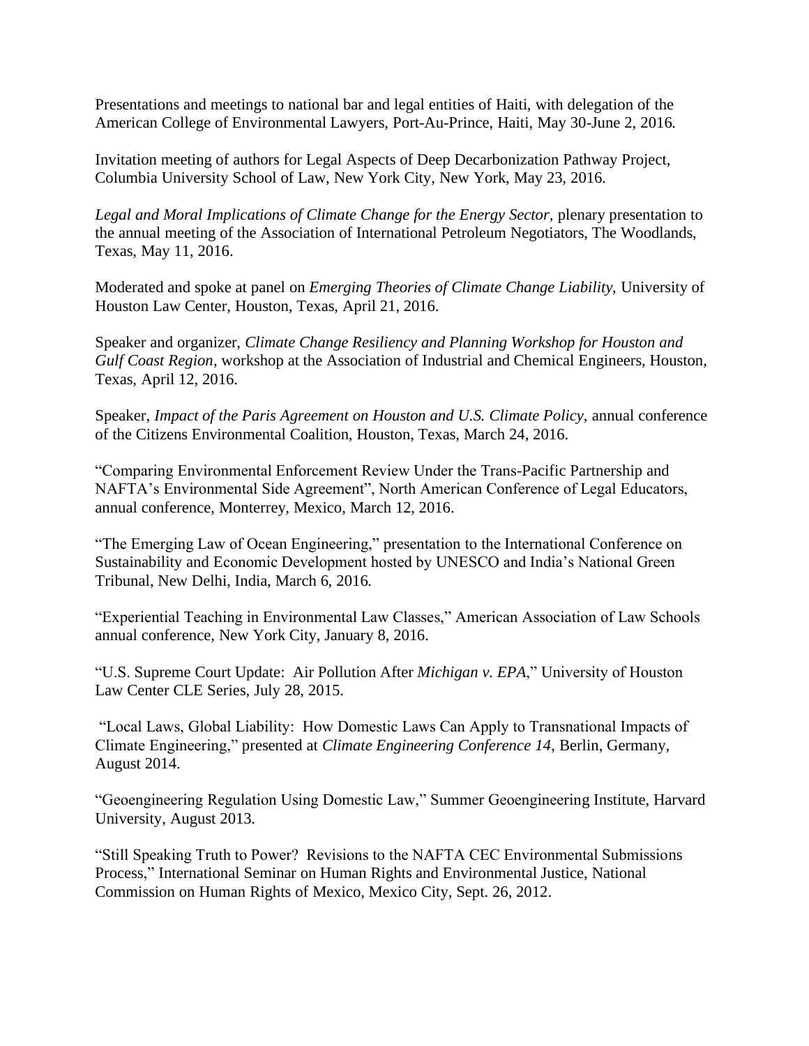Presentations and meetings to national bar and legal entities of Haiti, with delegation of the American College of Environmental Lawyers, Port-Au-Prince, Haiti, May 30-June 2, 2016.

Invitation meeting of authors for Legal Aspects of Deep Decarbonization Pathway Project, Columbia University School of Law, New York City, New York, May 23, 2016.

*Legal and Moral Implications of Climate Change for the Energy Sector,* plenary presentation to the annual meeting of the Association of International Petroleum Negotiators, The Woodlands, Texas, May 11, 2016.

Moderated and spoke at panel on *Emerging Theories of Climate Change Liability,* University of Houston Law Center, Houston, Texas, April 21, 2016.

Speaker and organizer, *Climate Change Resiliency and Planning Workshop for Houston and Gulf Coast Region*, workshop at the Association of Industrial and Chemical Engineers, Houston, Texas, April 12, 2016.

Speaker, *Impact of the Paris Agreement on Houston and U.S. Climate Policy,* annual conference of the Citizens Environmental Coalition, Houston, Texas, March 24, 2016.

"Comparing Environmental Enforcement Review Under the Trans-Pacific Partnership and NAFTA's Environmental Side Agreement", North American Conference of Legal Educators, annual conference, Monterrey, Mexico, March 12, 2016.

"The Emerging Law of Ocean Engineering," presentation to the International Conference on Sustainability and Economic Development hosted by UNESCO and India's National Green Tribunal, New Delhi, India, March 6, 2016.

"Experiential Teaching in Environmental Law Classes," American Association of Law Schools annual conference, New York City, January 8, 2016.

"U.S. Supreme Court Update: Air Pollution After *Michigan v. EPA*," University of Houston Law Center CLE Series, July 28, 2015.

"Local Laws, Global Liability: How Domestic Laws Can Apply to Transnational Impacts of Climate Engineering," presented at *Climate Engineering Conference 14*, Berlin, Germany, August 2014.

"Geoengineering Regulation Using Domestic Law," Summer Geoengineering Institute, Harvard University, August 2013.

"Still Speaking Truth to Power? Revisions to the NAFTA CEC Environmental Submissions Process," International Seminar on Human Rights and Environmental Justice, National Commission on Human Rights of Mexico, Mexico City, Sept. 26, 2012.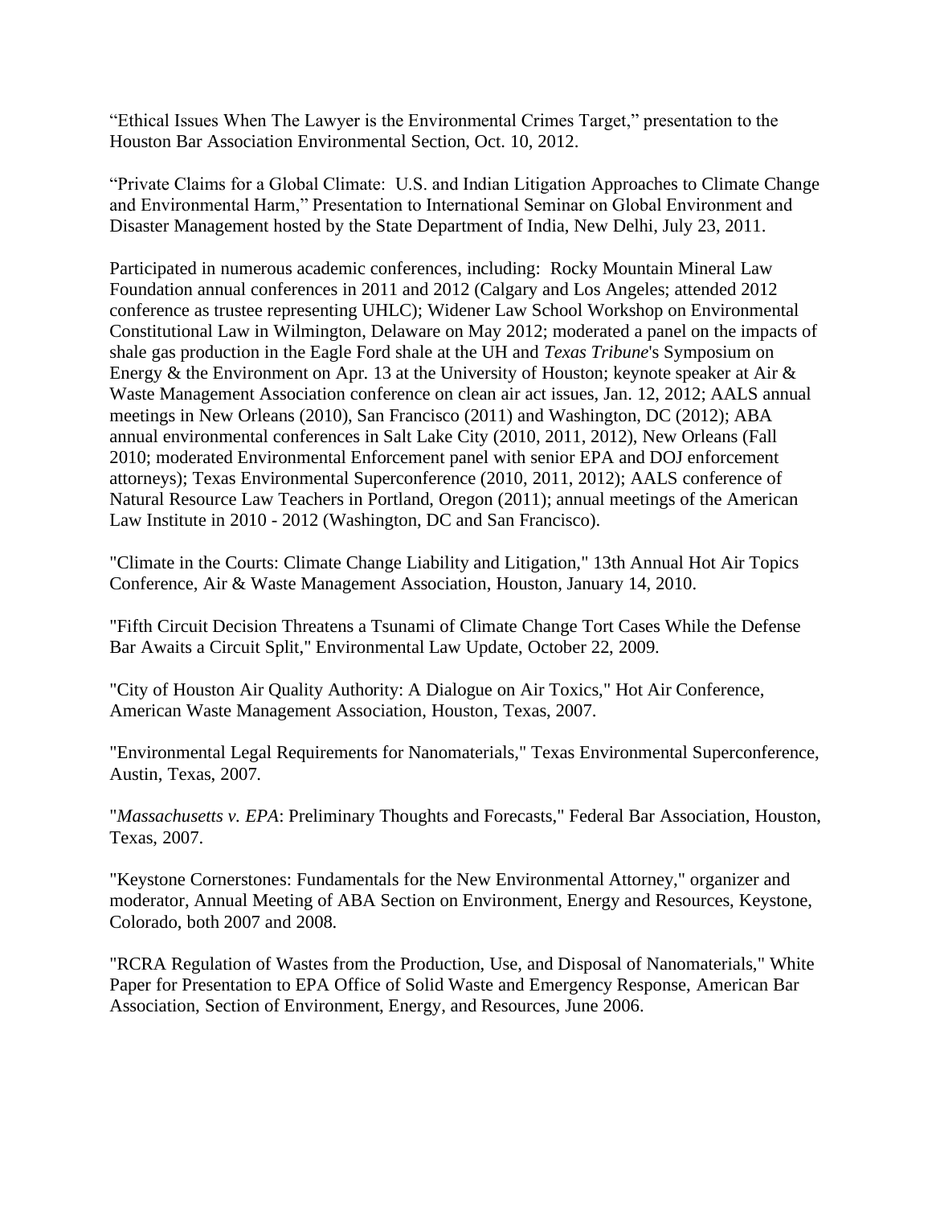"Ethical Issues When The Lawyer is the Environmental Crimes Target," presentation to the Houston Bar Association Environmental Section, Oct. 10, 2012.

"Private Claims for a Global Climate: U.S. and Indian Litigation Approaches to Climate Change and Environmental Harm," Presentation to International Seminar on Global Environment and Disaster Management hosted by the State Department of India, New Delhi, July 23, 2011.

Participated in numerous academic conferences, including: Rocky Mountain Mineral Law Foundation annual conferences in 2011 and 2012 (Calgary and Los Angeles; attended 2012 conference as trustee representing UHLC); Widener Law School Workshop on Environmental Constitutional Law in Wilmington, Delaware on May 2012; moderated a panel on the impacts of shale gas production in the Eagle Ford shale at the UH and *Texas Tribune*'s Symposium on Energy & the Environment on Apr. 13 at the University of Houston; keynote speaker at Air & Waste Management Association conference on clean air act issues, Jan. 12, 2012; AALS annual meetings in New Orleans (2010), San Francisco (2011) and Washington, DC (2012); ABA annual environmental conferences in Salt Lake City (2010, 2011, 2012), New Orleans (Fall 2010; moderated Environmental Enforcement panel with senior EPA and DOJ enforcement attorneys); Texas Environmental Superconference (2010, 2011, 2012); AALS conference of Natural Resource Law Teachers in Portland, Oregon (2011); annual meetings of the American Law Institute in 2010 - 2012 (Washington, DC and San Francisco).

"Climate in the Courts: Climate Change Liability and Litigation," 13th Annual Hot Air Topics Conference, Air & Waste Management Association, Houston, January 14, 2010.

"Fifth Circuit Decision Threatens a Tsunami of Climate Change Tort Cases While the Defense Bar Awaits a Circuit Split," Environmental Law Update, October 22, 2009.

"City of Houston Air Quality Authority: A Dialogue on Air Toxics," Hot Air Conference, American Waste Management Association, Houston, Texas, 2007.

"Environmental Legal Requirements for Nanomaterials," Texas Environmental Superconference, Austin, Texas, 2007.

"*Massachusetts v. EPA*: Preliminary Thoughts and Forecasts," Federal Bar Association, Houston, Texas, 2007.

"Keystone Cornerstones: Fundamentals for the New Environmental Attorney," organizer and moderator, Annual Meeting of ABA Section on Environment, Energy and Resources, Keystone, Colorado, both 2007 and 2008.

"RCRA Regulation of Wastes from the Production, Use, and Disposal of Nanomaterials," White Paper for Presentation to EPA Office of Solid Waste and Emergency Response, American Bar Association, Section of Environment, Energy, and Resources, June 2006.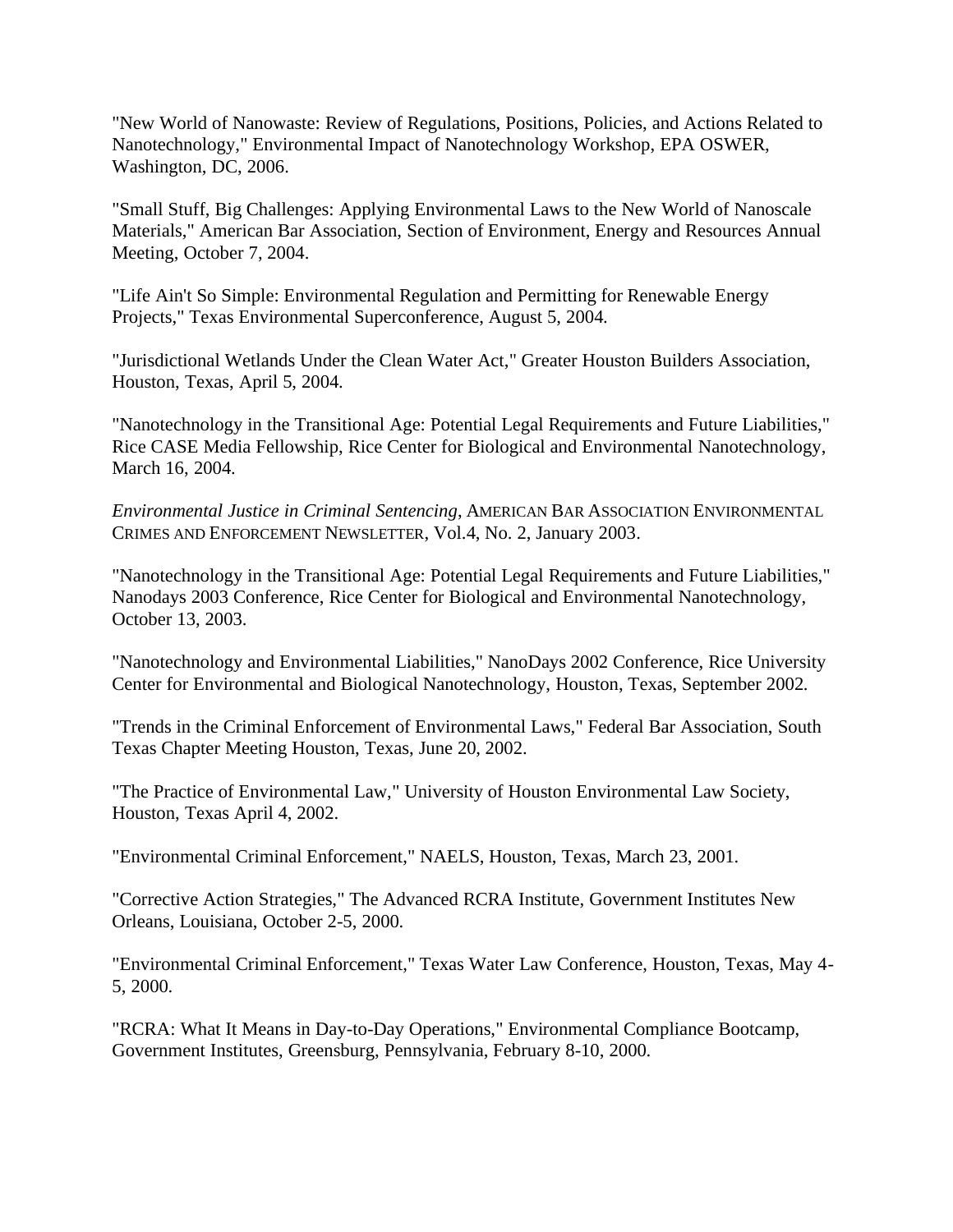"New World of Nanowaste: Review of Regulations, Positions, Policies, and Actions Related to Nanotechnology," Environmental Impact of Nanotechnology Workshop, EPA OSWER, Washington, DC, 2006.

"Small Stuff, Big Challenges: Applying Environmental Laws to the New World of Nanoscale Materials," American Bar Association, Section of Environment, Energy and Resources Annual Meeting, October 7, 2004.

"Life Ain't So Simple: Environmental Regulation and Permitting for Renewable Energy Projects," Texas Environmental Superconference, August 5, 2004.

"Jurisdictional Wetlands Under the Clean Water Act," Greater Houston Builders Association, Houston, Texas, April 5, 2004.

"Nanotechnology in the Transitional Age: Potential Legal Requirements and Future Liabilities," Rice CASE Media Fellowship, Rice Center for Biological and Environmental Nanotechnology, March 16, 2004.

*Environmental Justice in Criminal Sentencing*, AMERICAN BAR ASSOCIATION ENVIRONMENTAL CRIMES AND ENFORCEMENT NEWSLETTER, Vol.4, No. 2, January 2003.

"Nanotechnology in the Transitional Age: Potential Legal Requirements and Future Liabilities," Nanodays 2003 Conference, Rice Center for Biological and Environmental Nanotechnology, October 13, 2003.

"Nanotechnology and Environmental Liabilities," NanoDays 2002 Conference, Rice University Center for Environmental and Biological Nanotechnology, Houston, Texas, September 2002.

"Trends in the Criminal Enforcement of Environmental Laws," Federal Bar Association, South Texas Chapter Meeting Houston, Texas, June 20, 2002.

"The Practice of Environmental Law," University of Houston Environmental Law Society, Houston, Texas April 4, 2002.

"Environmental Criminal Enforcement," NAELS, Houston, Texas, March 23, 2001.

"Corrective Action Strategies," The Advanced RCRA Institute, Government Institutes New Orleans, Louisiana, October 2-5, 2000.

"Environmental Criminal Enforcement," Texas Water Law Conference, Houston, Texas, May 4-5, 2000.

"RCRA: What It Means in Day-to-Day Operations," Environmental Compliance Bootcamp, Government Institutes, Greensburg, Pennsylvania, February 8-10, 2000.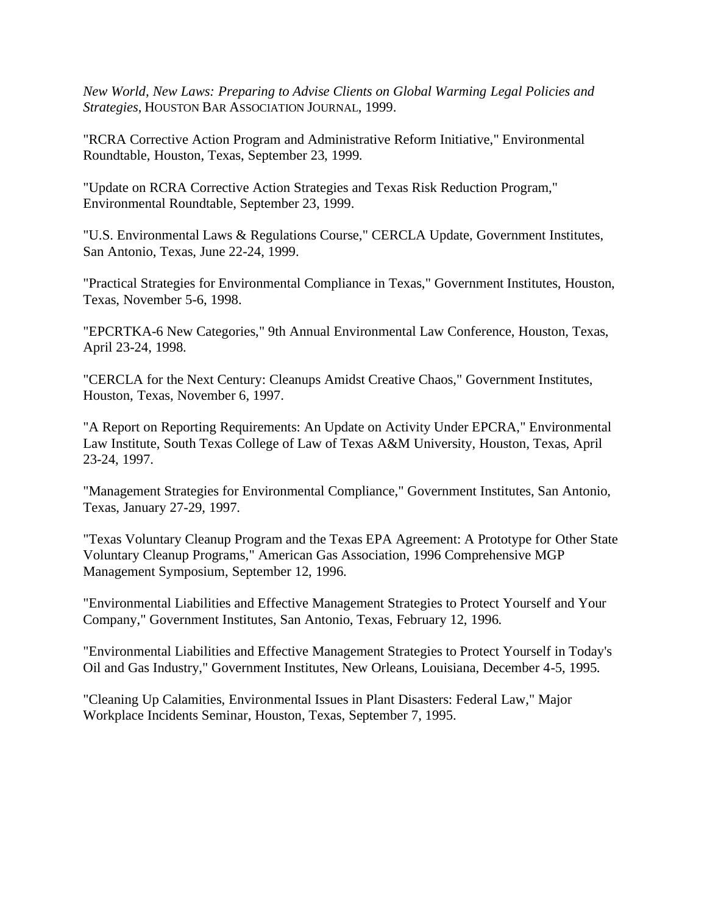*New World, New Laws: Preparing to Advise Clients on Global Warming Legal Policies and Strategies*, HOUSTON BAR ASSOCIATION JOURNAL, 1999.

"RCRA Corrective Action Program and Administrative Reform Initiative," Environmental Roundtable, Houston, Texas, September 23, 1999.

"Update on RCRA Corrective Action Strategies and Texas Risk Reduction Program," Environmental Roundtable, September 23, 1999.

"U.S. Environmental Laws & Regulations Course," CERCLA Update, Government Institutes, San Antonio, Texas, June 22-24, 1999.

"Practical Strategies for Environmental Compliance in Texas," Government Institutes, Houston, Texas, November 5-6, 1998.

"EPCRTKA-6 New Categories," 9th Annual Environmental Law Conference, Houston, Texas, April 23-24, 1998.

"CERCLA for the Next Century: Cleanups Amidst Creative Chaos," Government Institutes, Houston, Texas, November 6, 1997.

"A Report on Reporting Requirements: An Update on Activity Under EPCRA," Environmental Law Institute, South Texas College of Law of Texas A&M University, Houston, Texas, April 23-24, 1997.

"Management Strategies for Environmental Compliance," Government Institutes, San Antonio, Texas, January 27-29, 1997.

"Texas Voluntary Cleanup Program and the Texas EPA Agreement: A Prototype for Other State Voluntary Cleanup Programs," American Gas Association, 1996 Comprehensive MGP Management Symposium, September 12, 1996.

"Environmental Liabilities and Effective Management Strategies to Protect Yourself and Your Company," Government Institutes, San Antonio, Texas, February 12, 1996.

"Environmental Liabilities and Effective Management Strategies to Protect Yourself in Today's Oil and Gas Industry," Government Institutes, New Orleans, Louisiana, December 4-5, 1995.

"Cleaning Up Calamities, Environmental Issues in Plant Disasters: Federal Law," Major Workplace Incidents Seminar, Houston, Texas, September 7, 1995.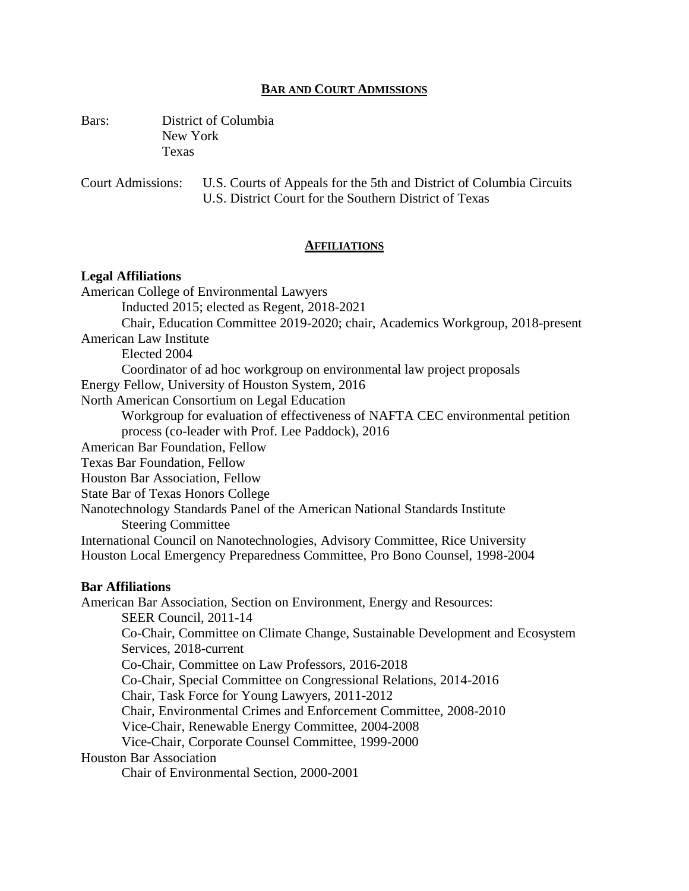## BAR AND COURT ADMISSIONS

Bars: District of Columbia
New York
Texas

Court Admissions: U.S. Courts of Appeals for the 5th and District of Columbia Circuits
U.S. District Court for the Southern District of Texas

## AFFILIATIONS

**Legal Affiliations**

American College of Environmental Lawyers
- Inducted 2015; elected as Regent, 2018-2021
- Chair, Education Committee 2019-2020; chair, Academics Workgroup, 2018-present

American Law Institute
- Elected 2004
- Coordinator of ad hoc workgroup on environmental law project proposals

Energy Fellow, University of Houston System, 2016

North American Consortium on Legal Education
- Workgroup for evaluation of effectiveness of NAFTA CEC environmental petition process (co-leader with Prof. Lee Paddock), 2016

American Bar Foundation, Fellow

Texas Bar Foundation, Fellow

Houston Bar Association, Fellow

State Bar of Texas Honors College

Nanotechnology Standards Panel of the American National Standards Institute
- Steering Committee

International Council on Nanotechnologies, Advisory Committee, Rice University

Houston Local Emergency Preparedness Committee, Pro Bono Counsel, 1998-2004

**Bar Affiliations**

American Bar Association, Section on Environment, Energy and Resources:
- SEER Council, 2011-14
- Co-Chair, Committee on Climate Change, Sustainable Development and Ecosystem Services, 2018-current
- Co-Chair, Committee on Law Professors, 2016-2018
- Co-Chair, Special Committee on Congressional Relations, 2014-2016
- Chair, Task Force for Young Lawyers, 2011-2012
- Chair, Environmental Crimes and Enforcement Committee, 2008-2010
- Vice-Chair, Renewable Energy Committee, 2004-2008
- Vice-Chair, Corporate Counsel Committee, 1999-2000

Houston Bar Association
- Chair of Environmental Section, 2000-2001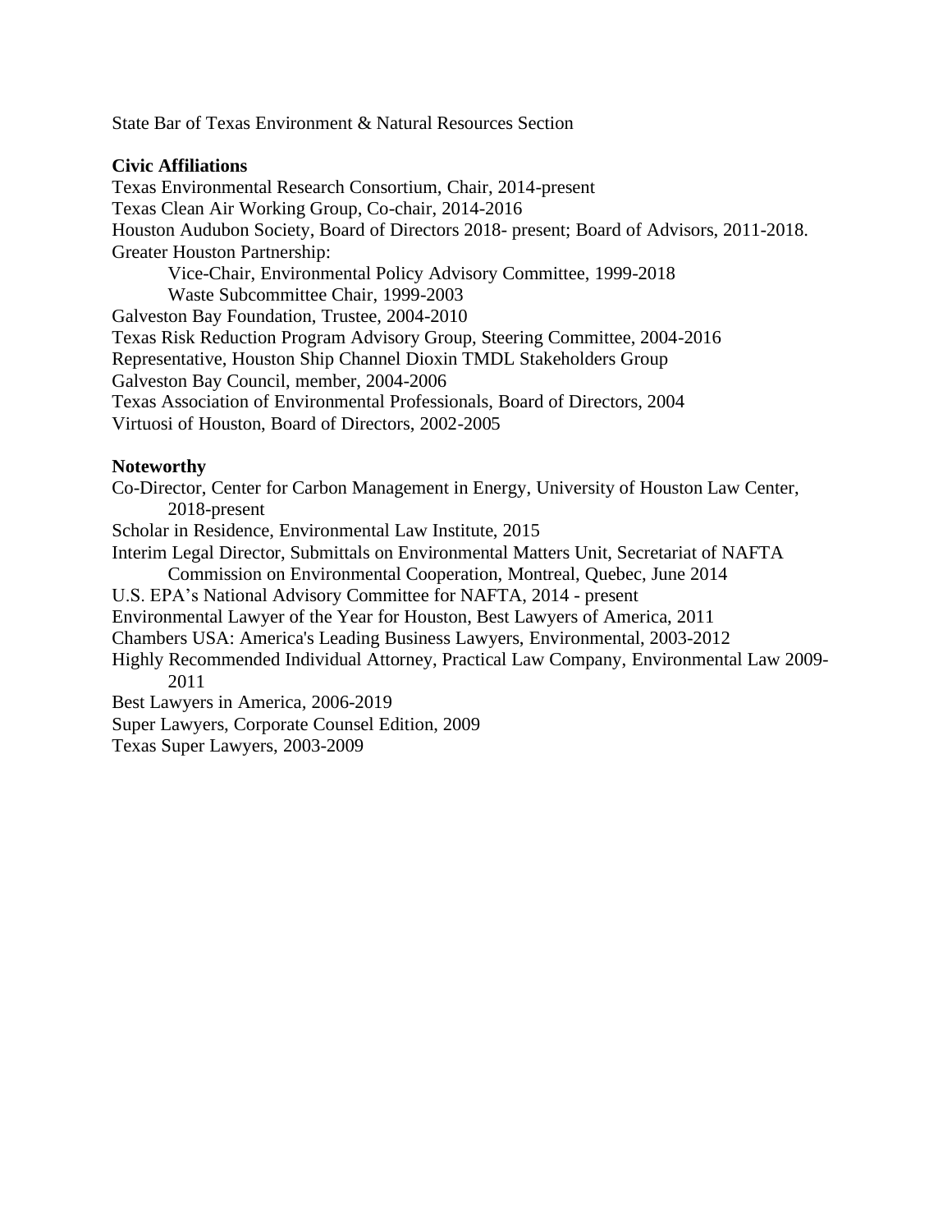State Bar of Texas Environment & Natural Resources Section

**Civic Affiliations**

Texas Environmental Research Consortium, Chair, 2014-present
Texas Clean Air Working Group, Co-chair, 2014-2016
Houston Audubon Society, Board of Directors 2018- present; Board of Advisors, 2011-2018.
Greater Houston Partnership:
    Vice-Chair, Environmental Policy Advisory Committee, 1999-2018
    Waste Subcommittee Chair, 1999-2003
Galveston Bay Foundation, Trustee, 2004-2010
Texas Risk Reduction Program Advisory Group, Steering Committee, 2004-2016
Representative, Houston Ship Channel Dioxin TMDL Stakeholders Group
Galveston Bay Council, member, 2004-2006
Texas Association of Environmental Professionals, Board of Directors, 2004
Virtuosi of Houston, Board of Directors, 2002-2005

**Noteworthy**

Co-Director, Center for Carbon Management in Energy, University of Houston Law Center, 2018-present
Scholar in Residence, Environmental Law Institute, 2015
Interim Legal Director, Submittals on Environmental Matters Unit, Secretariat of NAFTA Commission on Environmental Cooperation, Montreal, Quebec, June 2014
U.S. EPA's National Advisory Committee for NAFTA, 2014 - present
Environmental Lawyer of the Year for Houston, Best Lawyers of America, 2011
Chambers USA: America's Leading Business Lawyers, Environmental, 2003-2012
Highly Recommended Individual Attorney, Practical Law Company, Environmental Law 2009-2011
Best Lawyers in America, 2006-2019
Super Lawyers, Corporate Counsel Edition, 2009
Texas Super Lawyers, 2003-2009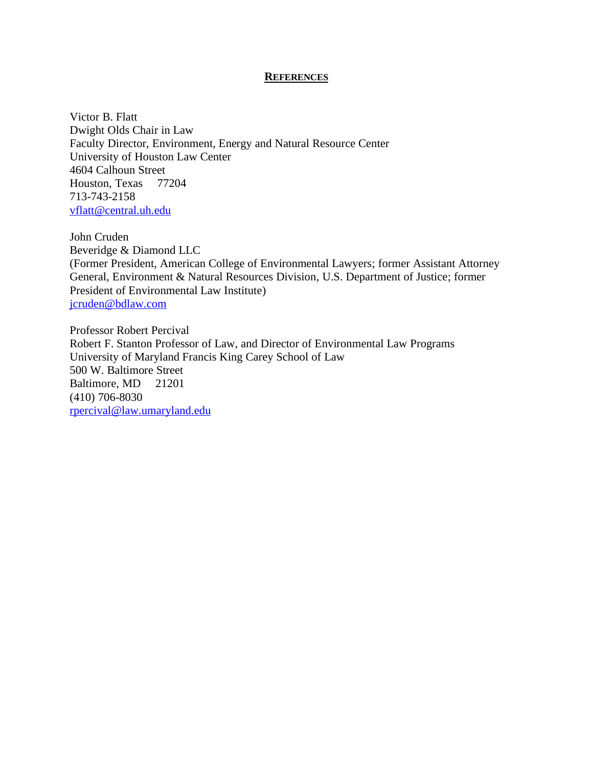## REFERENCES

Victor B. Flatt
Dwight Olds Chair in Law
Faculty Director, Environment, Energy and Natural Resource Center
University of Houston Law Center
4604 Calhoun Street
Houston, Texas 77204
713-743-2158
vflatt@central.uh.edu

John Cruden
Beveridge & Diamond LLC
(Former President, American College of Environmental Lawyers; former Assistant Attorney General, Environment & Natural Resources Division, U.S. Department of Justice; former President of Environmental Law Institute)
jcruden@bdlaw.com

Professor Robert Percival
Robert F. Stanton Professor of Law, and Director of Environmental Law Programs
University of Maryland Francis King Carey School of Law
500 W. Baltimore Street
Baltimore, MD 21201
(410) 706-8030
rpercival@law.umaryland.edu